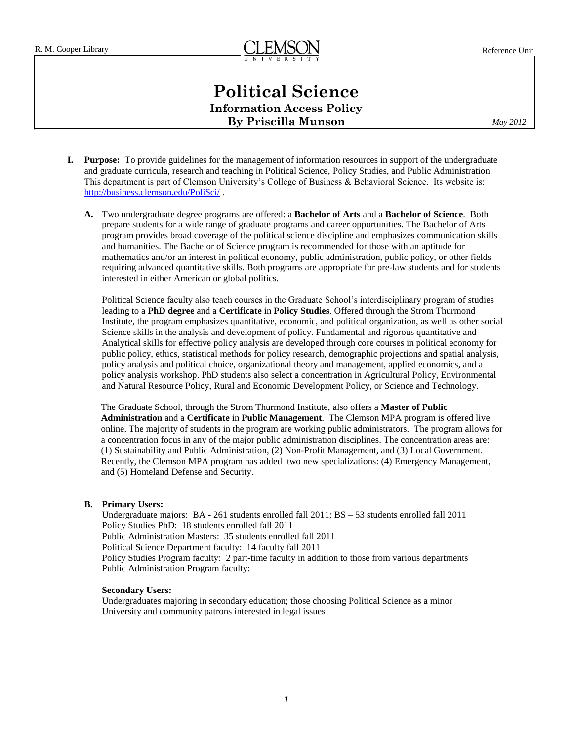R. M. Cooper Library — CLEMSON UNIVERSITY — Reference Unit

# Political Science

## Information Access Policy

### By Priscilla Munson

*May 2012*

**I. Purpose:** To provide guidelines for the management of information resources in support of the undergraduate and graduate curricula, research and teaching in Political Science, Policy Studies, and Public Administration. This department is part of Clemson University's College of Business & Behavioral Science. Its website is: [http://business.clemson.edu/PoliSci/](http://business.clemson.edu/PoliSci/) .

**A.** Two undergraduate degree programs are offered: a **Bachelor of Arts** and a **Bachelor of Science**. Both prepare students for a wide range of graduate programs and career opportunities. The Bachelor of Arts program provides broad coverage of the political science discipline and emphasizes communication skills and humanities. The Bachelor of Science program is recommended for those with an aptitude for mathematics and/or an interest in political economy, public administration, public policy, or other fields requiring advanced quantitative skills. Both programs are appropriate for pre-law students and for students interested in either American or global politics.

Political Science faculty also teach courses in the Graduate School's interdisciplinary program of studies leading to a **PhD degree** and a **Certificate** in **Policy Studies**. Offered through the Strom Thurmond Institute, the program emphasizes quantitative, economic, and political organization, as well as other social Science skills in the analysis and development of policy. Fundamental and rigorous quantitative and Analytical skills for effective policy analysis are developed through core courses in political economy for public policy, ethics, statistical methods for policy research, demographic projections and spatial analysis, policy analysis and political choice, organizational theory and management, applied economics, and a policy analysis workshop. PhD students also select a concentration in Agricultural Policy, Environmental and Natural Resource Policy, Rural and Economic Development Policy, or Science and Technology.

The Graduate School, through the Strom Thurmond Institute, also offers a **Master of Public Administration** and a **Certificate** in **Public Management**. The Clemson MPA program is offered live online. The majority of students in the program are working public administrators. The program allows for a concentration focus in any of the major public administration disciplines. The concentration areas are: (1) Sustainability and Public Administration, (2) Non-Profit Management, and (3) Local Government. Recently, the Clemson MPA program has added two new specializations: (4) Emergency Management, and (5) Homeland Defense and Security.

**B. Primary Users:**

Undergraduate majors: BA - 261 students enrolled fall 2011; BS – 53 students enrolled fall 2011
Policy Studies PhD: 18 students enrolled fall 2011
Public Administration Masters: 35 students enrolled fall 2011
Political Science Department faculty: 14 faculty fall 2011
Policy Studies Program faculty: 2 part-time faculty in addition to those from various departments
Public Administration Program faculty:

**Secondary Users:**

Undergraduates majoring in secondary education; those choosing Political Science as a minor
University and community patrons interested in legal issues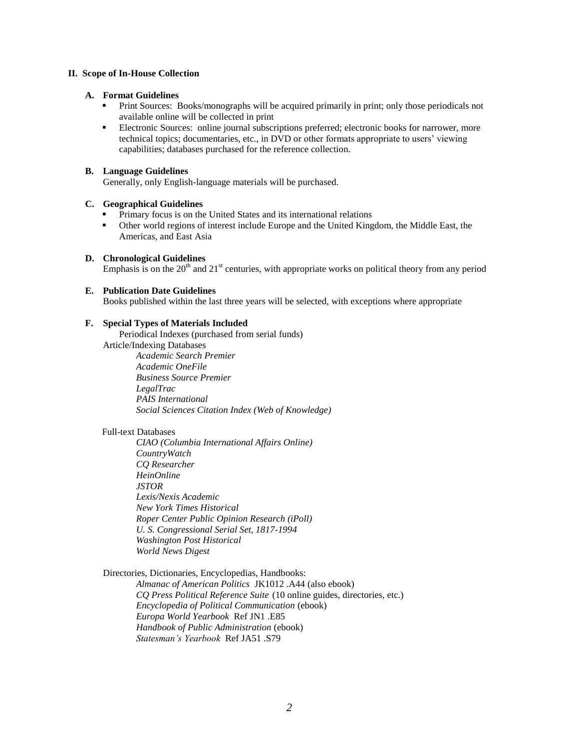## II. Scope of In-House Collection

### A. Format Guidelines

- Print Sources: Books/monographs will be acquired primarily in print; only those periodicals not available online will be collected in print
- Electronic Sources: online journal subscriptions preferred; electronic books for narrower, more technical topics; documentaries, etc., in DVD or other formats appropriate to users' viewing capabilities; databases purchased for the reference collection.

### B. Language Guidelines

Generally, only English-language materials will be purchased.

### C. Geographical Guidelines

- Primary focus is on the United States and its international relations
- Other world regions of interest include Europe and the United Kingdom, the Middle East, the Americas, and East Asia

### D. Chronological Guidelines

Emphasis is on the 20th and 21st centuries, with appropriate works on political theory from any period

### E. Publication Date Guidelines

Books published within the last three years will be selected, with exceptions where appropriate

### F. Special Types of Materials Included

Periodical Indexes (purchased from serial funds)

Article/Indexing Databases

*Academic Search Premier*
*Academic OneFile*
*Business Source Premier*
*LegalTrac*
*PAIS International*
*Social Sciences Citation Index (Web of Knowledge)*

Full-text Databases

*CIAO (Columbia International Affairs Online)*
*CountryWatch*
*CQ Researcher*
*HeinOnline*
*JSTOR*
*Lexis/Nexis Academic*
*New York Times Historical*
*Roper Center Public Opinion Research (iPoll)*
*U. S. Congressional Serial Set, 1817-1994*
*Washington Post Historical*
*World News Digest*

Directories, Dictionaries, Encyclopedias, Handbooks:

*Almanac of American Politics* JK1012 .A44 (also ebook)
*CQ Press Political Reference Suite* (10 online guides, directories, etc.)
*Encyclopedia of Political Communication* (ebook)
*Europa World Yearbook* Ref JN1 .E85
*Handbook of Public Administration* (ebook)
*Statesman's Yearbook* Ref JA51 .S79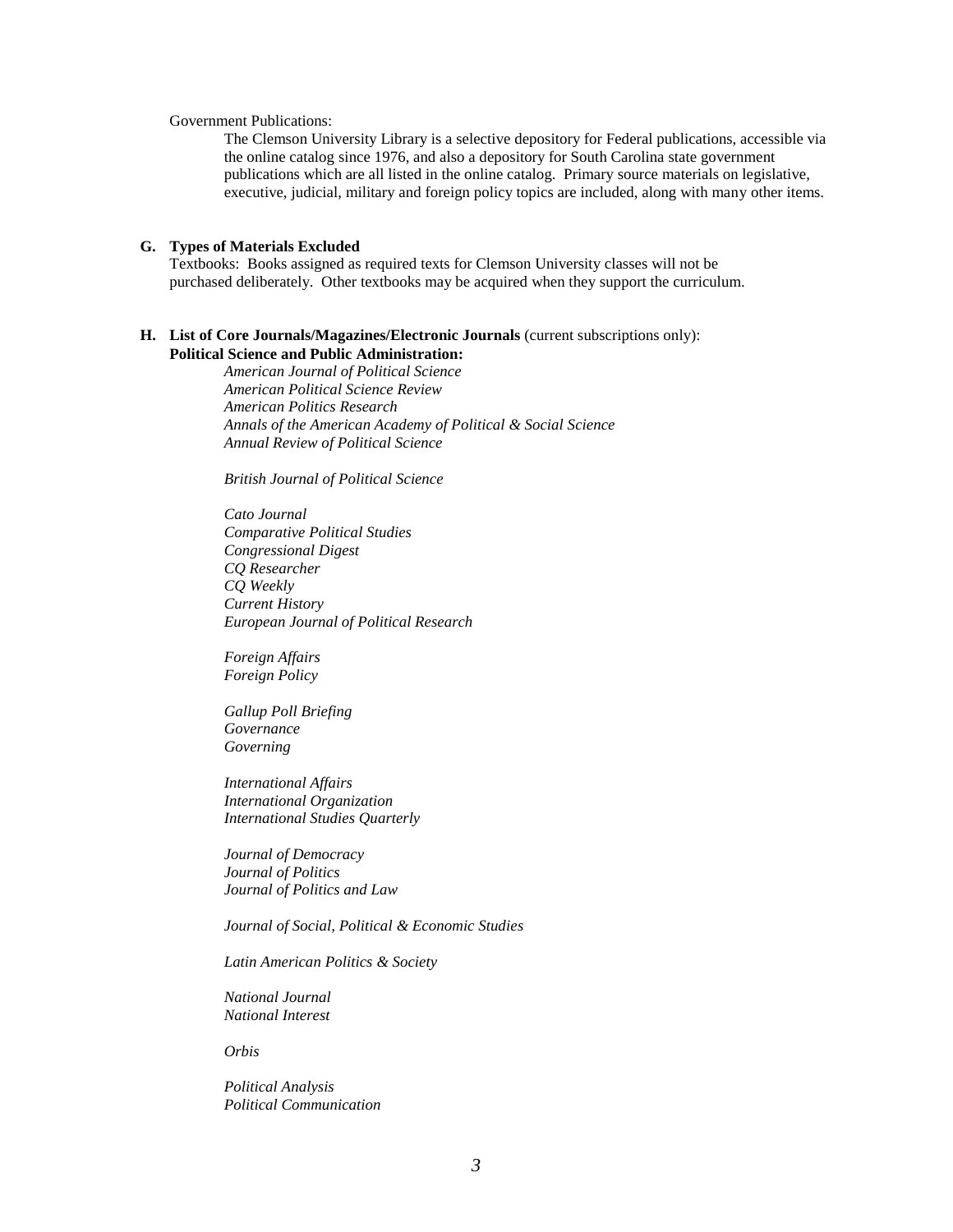Government Publications:

The Clemson University Library is a selective depository for Federal publications, accessible via the online catalog since 1976, and also a depository for South Carolina state government publications which are all listed in the online catalog. Primary source materials on legislative, executive, judicial, military and foreign policy topics are included, along with many other items.

**G. Types of Materials Excluded**

Textbooks: Books assigned as required texts for Clemson University classes will not be purchased deliberately. Other textbooks may be acquired when they support the curriculum.

**H. List of Core Journals/Magazines/Electronic Journals** (current subscriptions only):

**Political Science and Public Administration:**

*American Journal of Political Science*
*American Political Science Review*
*American Politics Research*
*Annals of the American Academy of Political & Social Science*
*Annual Review of Political Science*

*British Journal of Political Science*

*Cato Journal*
*Comparative Political Studies*
*Congressional Digest*
*CQ Researcher*
*CQ Weekly*
*Current History*
*European Journal of Political Research*

*Foreign Affairs*
*Foreign Policy*

*Gallup Poll Briefing*
*Governance*
*Governing*

*International Affairs*
*International Organization*
*International Studies Quarterly*

*Journal of Democracy*
*Journal of Politics*
*Journal of Politics and Law*

*Journal of Social, Political & Economic Studies*

*Latin American Politics & Society*

*National Journal*
*National Interest*

*Orbis*

*Political Analysis*
*Political Communication*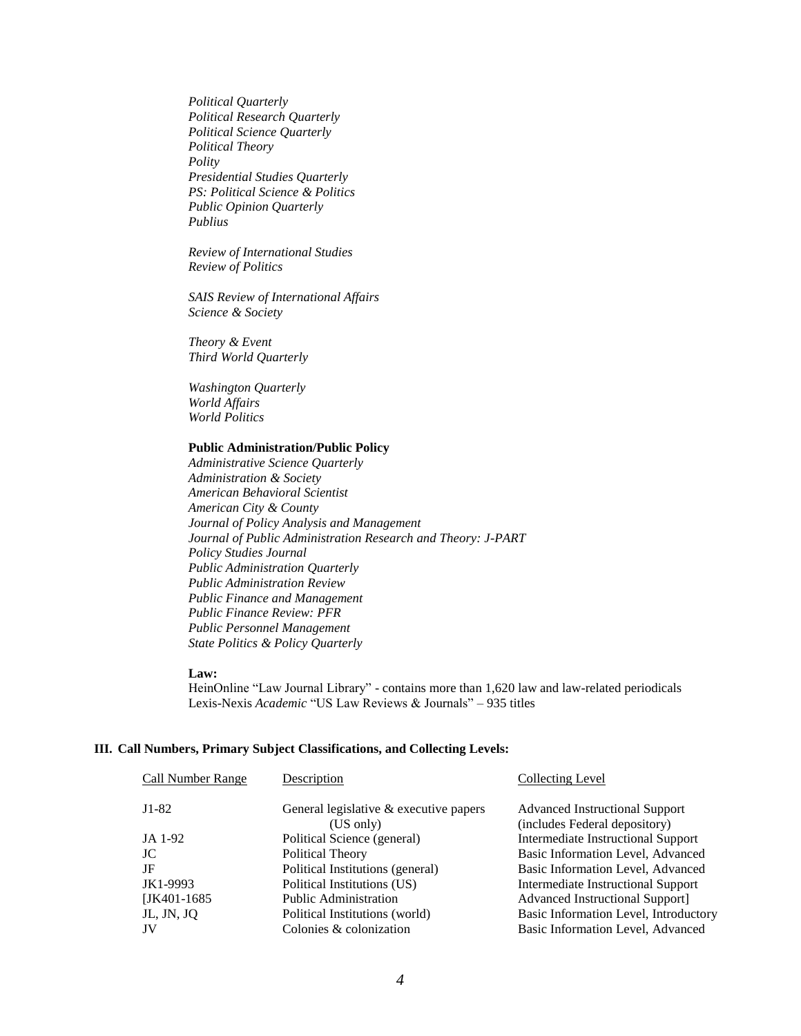*Political Quarterly*
*Political Research Quarterly*
*Political Science Quarterly*
*Political Theory*
*Polity*
*Presidential Studies Quarterly*
*PS: Political Science & Politics*
*Public Opinion Quarterly*
*Publius*

*Review of International Studies*
*Review of Politics*

*SAIS Review of International Affairs*
*Science & Society*

*Theory & Event*
*Third World Quarterly*

*Washington Quarterly*
*World Affairs*
*World Politics*

**Public Administration/Public Policy**
*Administrative Science Quarterly*
*Administration & Society*
*American Behavioral Scientist*
*American City & County*
*Journal of Policy Analysis and Management*
*Journal of Public Administration Research and Theory: J-PART*
*Policy Studies Journal*
*Public Administration Quarterly*
*Public Administration Review*
*Public Finance and Management*
*Public Finance Review: PFR*
*Public Personnel Management*
*State Politics & Policy Quarterly*

**Law:**
HeinOnline "Law Journal Library" - contains more than 1,620 law and law-related periodicals
Lexis-Nexis *Academic* "US Law Reviews & Journals" – 935 titles

## III. Call Numbers, Primary Subject Classifications, and Collecting Levels:

| Call Number Range | Description | Collecting Level |
|---|---|---|
| J1-82 | General legislative & executive papers (US only) | Advanced Instructional Support (includes Federal depository) |
| JA 1-92 | Political Science (general) | Intermediate Instructional Support |
| JC | Political Theory | Basic Information Level, Advanced |
| JF | Political Institutions (general) | Basic Information Level, Advanced |
| JK1-9993 | Political Institutions (US) | Intermediate Instructional Support |
| [JK401-1685 | Public Administration | Advanced Instructional Support] |
| JL, JN, JQ | Political Institutions (world) | Basic Information Level, Introductory |
| JV | Colonies & colonization | Basic Information Level, Advanced |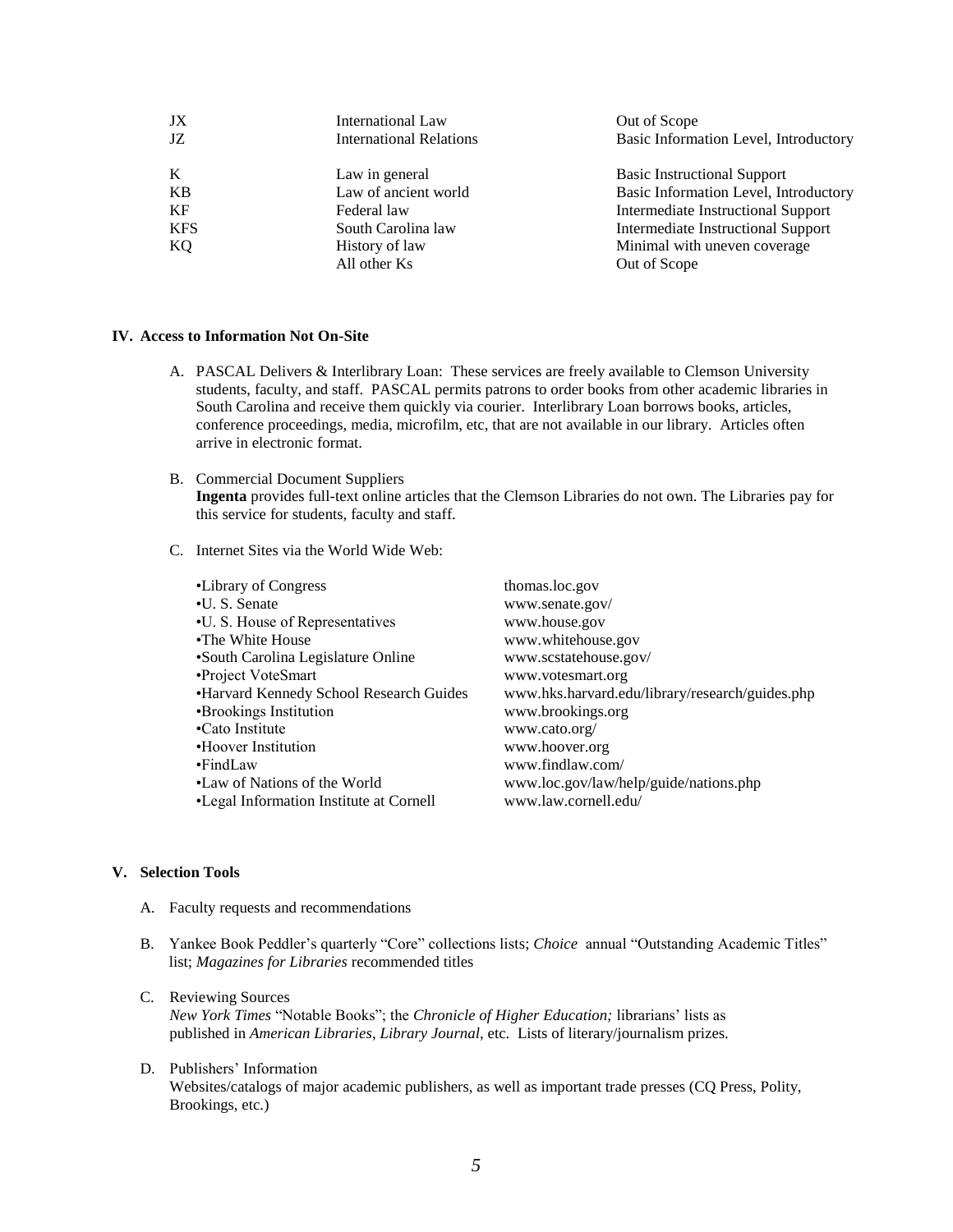| | | |
|---|---|---|
| JX | International Law | Out of Scope |
| JZ | International Relations | Basic Information Level, Introductory |
| K | Law in general | Basic Instructional Support |
| KB | Law of ancient world | Basic Information Level, Introductory |
| KF | Federal law | Intermediate Instructional Support |
| KFS | South Carolina law | Intermediate Instructional Support |
| KQ | History of law | Minimal with uneven coverage |
| | All other Ks | Out of Scope |

## IV. Access to Information Not On-Site

A. PASCAL Delivers & Interlibrary Loan: These services are freely available to Clemson University students, faculty, and staff. PASCAL permits patrons to order books from other academic libraries in South Carolina and receive them quickly via courier. Interlibrary Loan borrows books, articles, conference proceedings, media, microfilm, etc, that are not available in our library. Articles often arrive in electronic format.

B. Commercial Document Suppliers
**Ingenta** provides full-text online articles that the Clemson Libraries do not own. The Libraries pay for this service for students, faculty and staff.

C. Internet Sites via the World Wide Web:

| | |
|---|---|
| •Library of Congress | thomas.loc.gov |
| •U. S. Senate | www.senate.gov/ |
| •U. S. House of Representatives | www.house.gov |
| •The White House | www.whitehouse.gov |
| •South Carolina Legislature Online | www.scstatehouse.gov/ |
| •Project VoteSmart | www.votesmart.org |
| •Harvard Kennedy School Research Guides | www.hks.harvard.edu/library/research/guides.php |
| •Brookings Institution | www.brookings.org |
| •Cato Institute | www.cato.org/ |
| •Hoover Institution | www.hoover.org |
| •FindLaw | www.findlaw.com/ |
| •Law of Nations of the World | www.loc.gov/law/help/guide/nations.php |
| •Legal Information Institute at Cornell | www.law.cornell.edu/ |

## V. Selection Tools

A. Faculty requests and recommendations

B. Yankee Book Peddler's quarterly "Core" collections lists; *Choice* annual "Outstanding Academic Titles" list; *Magazines for Libraries* recommended titles

C. Reviewing Sources
*New York Times* "Notable Books"; the *Chronicle of Higher Education;* librarians' lists as published in *American Libraries*, *Library Journal*, etc. Lists of literary/journalism prizes.

D. Publishers' Information
Websites/catalogs of major academic publishers, as well as important trade presses (CQ Press, Polity, Brookings, etc.)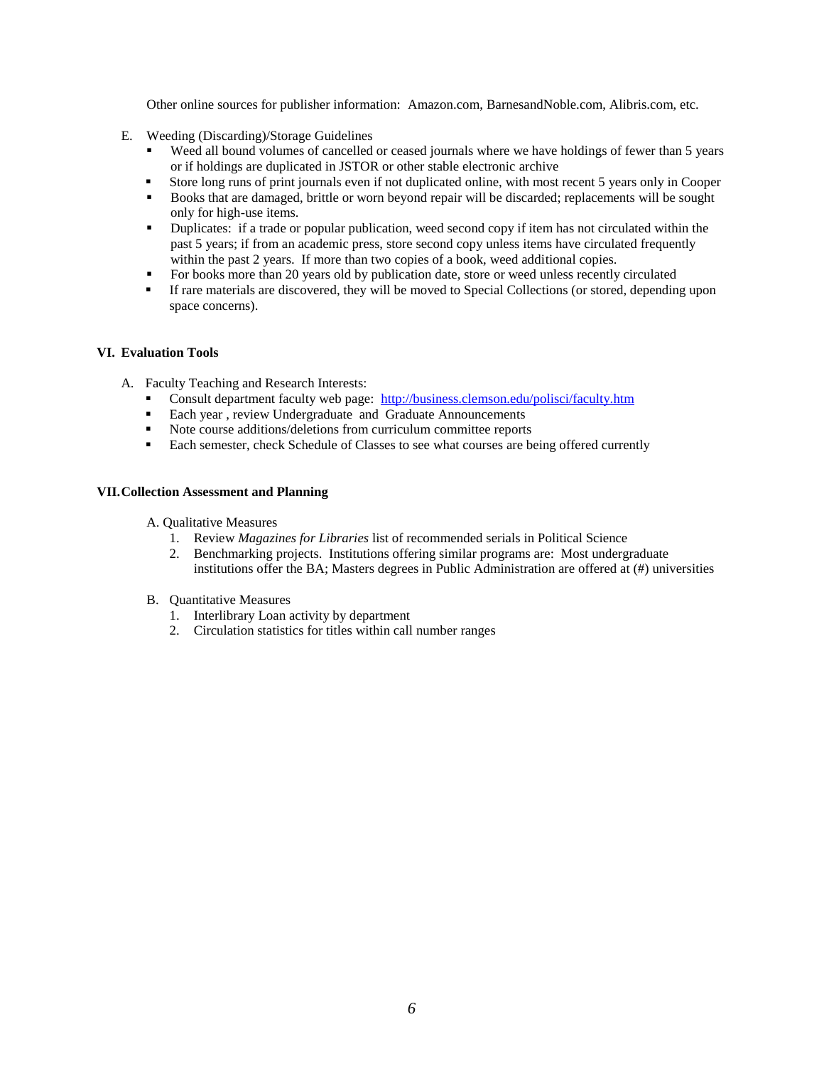Other online sources for publisher information: Amazon.com, BarnesandNoble.com, Alibris.com, etc.

E. Weeding (Discarding)/Storage Guidelines
   - Weed all bound volumes of cancelled or ceased journals where we have holdings of fewer than 5 years or if holdings are duplicated in JSTOR or other stable electronic archive
   - Store long runs of print journals even if not duplicated online, with most recent 5 years only in Cooper
   - Books that are damaged, brittle or worn beyond repair will be discarded; replacements will be sought only for high-use items.
   - Duplicates: if a trade or popular publication, weed second copy if item has not circulated within the past 5 years; if from an academic press, store second copy unless items have circulated frequently within the past 2 years. If more than two copies of a book, weed additional copies.
   - For books more than 20 years old by publication date, store or weed unless recently circulated
   - If rare materials are discovered, they will be moved to Special Collections (or stored, depending upon space concerns).

## VI. Evaluation Tools

A. Faculty Teaching and Research Interests:
   - Consult department faculty web page: [http://business.clemson.edu/polisci/faculty.htm](http://business.clemson.edu/polisci/faculty.htm)
   - Each year , review Undergraduate and Graduate Announcements
   - Note course additions/deletions from curriculum committee reports
   - Each semester, check Schedule of Classes to see what courses are being offered currently

## VII. Collection Assessment and Planning

A. Qualitative Measures
   1. Review *Magazines for Libraries* list of recommended serials in Political Science
   2. Benchmarking projects. Institutions offering similar programs are: Most undergraduate institutions offer the BA; Masters degrees in Public Administration are offered at (#) universities

B. Quantitative Measures
   1. Interlibrary Loan activity by department
   2. Circulation statistics for titles within call number ranges